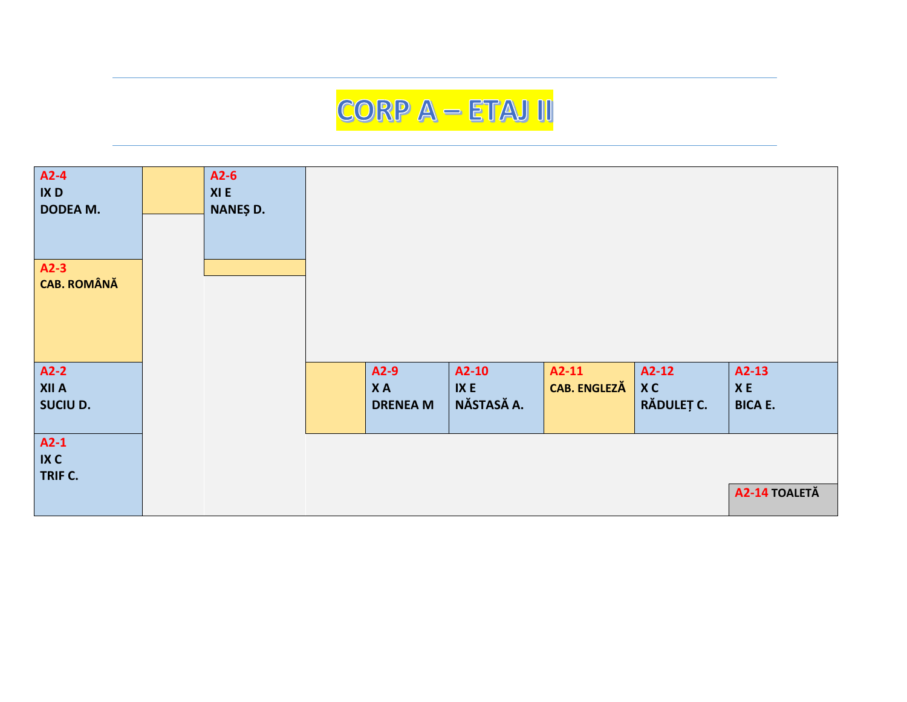# CORP A – ETAJ II

**A2-4**
**IX D**
**DODEA M.**

**A2-6**
**XI E**
**NANEȘ D.**

**A2-3**
**CAB. ROMÂNĂ**

**A2-2**
**XII A**
**SUCIU D.**

**A2-1**
**IX C**
**TRIF C.**

**A2-9**
**X A**
**DRENEA M**

**A2-10**
**IX E**
**NĂSTASĂ A.**

**A2-11**
**CAB. ENGLEZĂ**

**A2-12**
**X C**
**RĂDULEȚ C.**

**A2-13**
**X E**
**BICA E.**

**A2-14 TOALETĂ**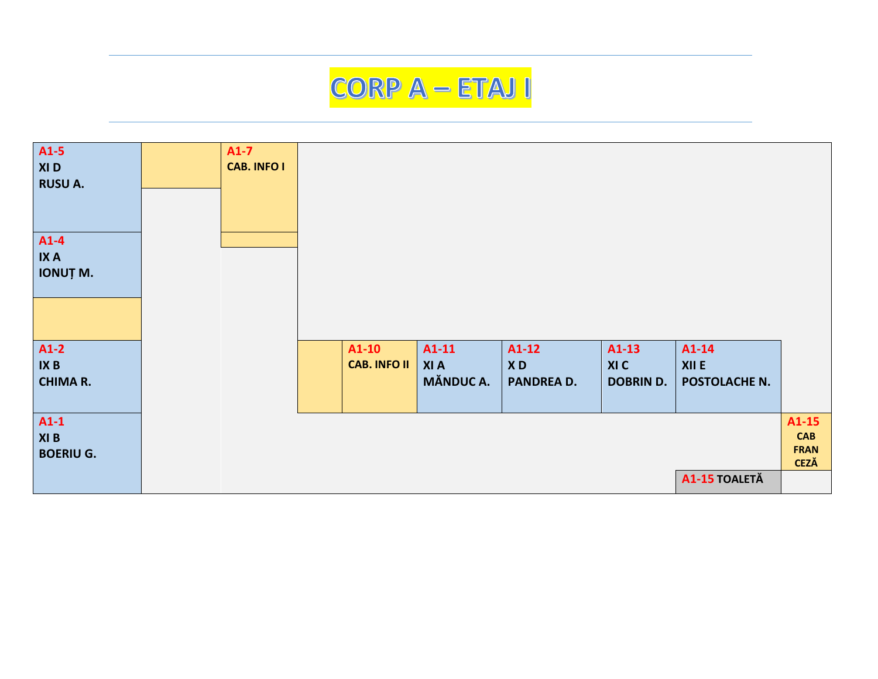# CORP A – ETAJ I

**A1-5**
**XI D**
**RUSU A.**

**A1-7**
**CAB. INFO I**

**A1-4**
**IX A**
**IONUȚ M.**

**A1-2**
**IX B**
**CHIMA R.**

**A1-10**
**CAB. INFO II**

**A1-11**
**XI A**
**MĂNDUC A.**

**A1-12**
**X D**
**PANDREA D.**

**A1-13**
**XI C**
**DOBRIN D.**

**A1-14**
**XII E**
**POSTOLACHE N.**

**A1-1**
**XI B**
**BOERIU G.**

**A1-15**
**CAB FRAN CEZĂ**

**A1-15 TOALETĂ**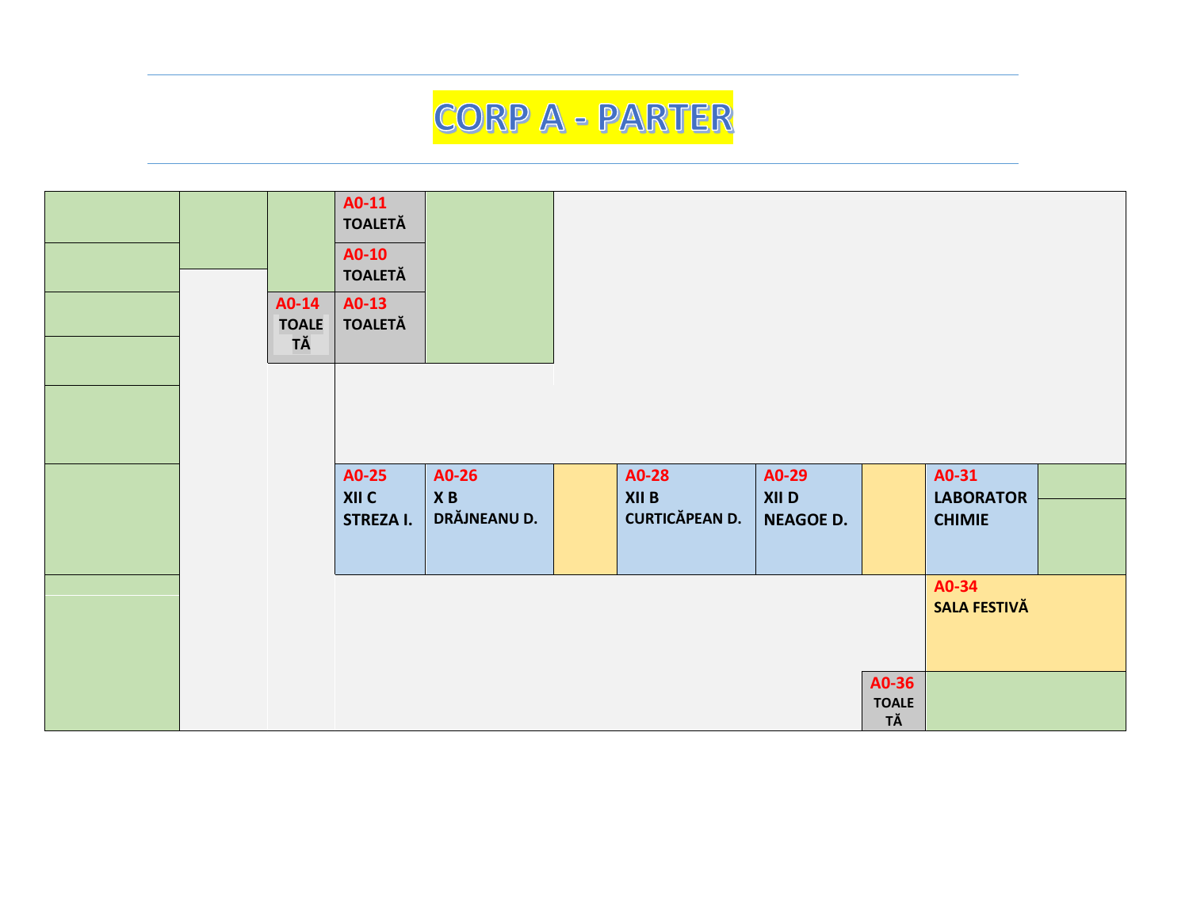# CORP A - PARTER

**A0-11** TOALETĂ

**A0-10** TOALETĂ

**A0-14** TOALETĂ

**A0-13** TOALETĂ

**A0-25** XII C STREZA I.

**A0-26** X B DRĂJNEANU D.

**A0-28** XII B CURTICĂPEAN D.

**A0-29** XII D NEAGOE D.

**A0-31** LABORATOR CHIMIE

**A0-34** SALA FESTIVĂ

**A0-36** TOALETĂ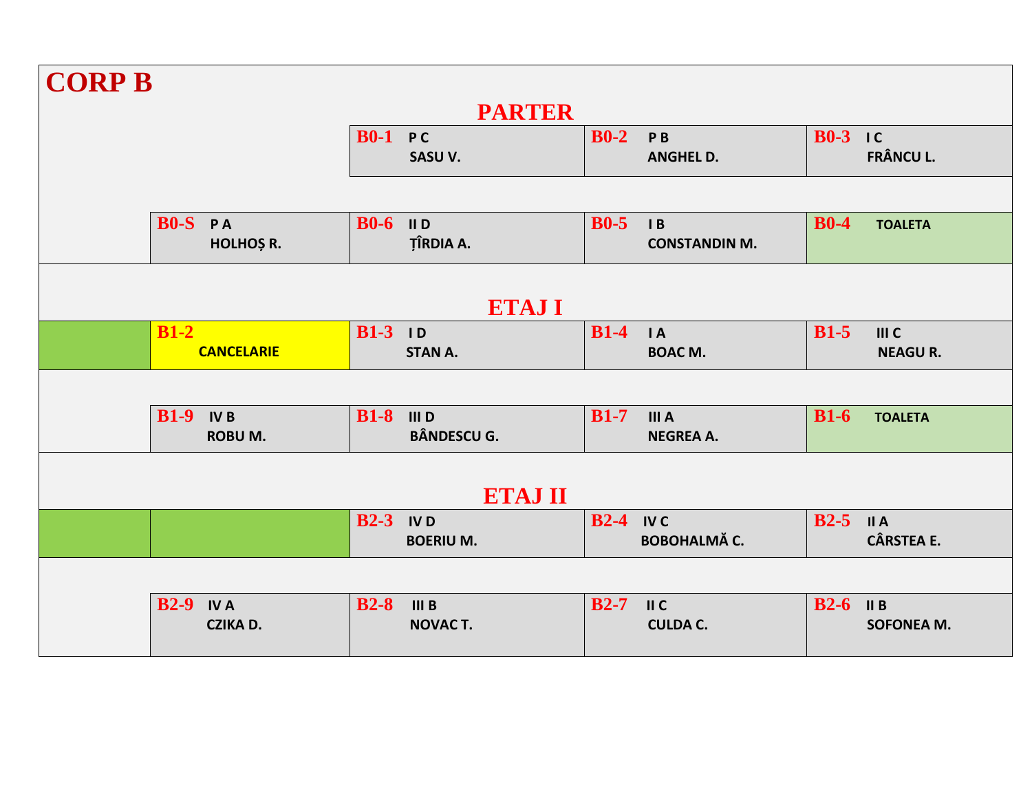# CORP B

## PARTER

| | | | |
|---|---|---|---|
| | **B0-1** P C<br>SASU V. | **B0-2** P B<br>ANGHEL D. | **B0-3** I C<br>FRÂNCU L. |
| **B0-S** P A<br>HOLHOȘ R. | **B0-6** II D<br>ȚÎRDIA A. | **B0-5** I B<br>CONSTANDIN M. | **B0-4** TOALETA |

## ETAJ I

| | | | |
|---|---|---|---|
| **B1-2**<br>CANCELARIE | **B1-3** I D<br>STAN A. | **B1-4** I A<br>BOAC M. | **B1-5** III C<br>NEAGU R. |
| **B1-9** IV B<br>ROBU M. | **B1-8** III D<br>BÂNDESCU G. | **B1-7** III A<br>NEGREA A. | **B1-6** TOALETA |

## ETAJ II

| | | | |
|---|---|---|---|
| | **B2-3** IV D<br>BOERIU M. | **B2-4** IV C<br>BOBOHALMĂ C. | **B2-5** II A<br>CÂRSTEA E. |
| **B2-9** IV A<br>CZIKA D. | **B2-8** III B<br>NOVAC T. | **B2-7** II C<br>CULDA C. | **B2-6** II B<br>SOFONEA M. |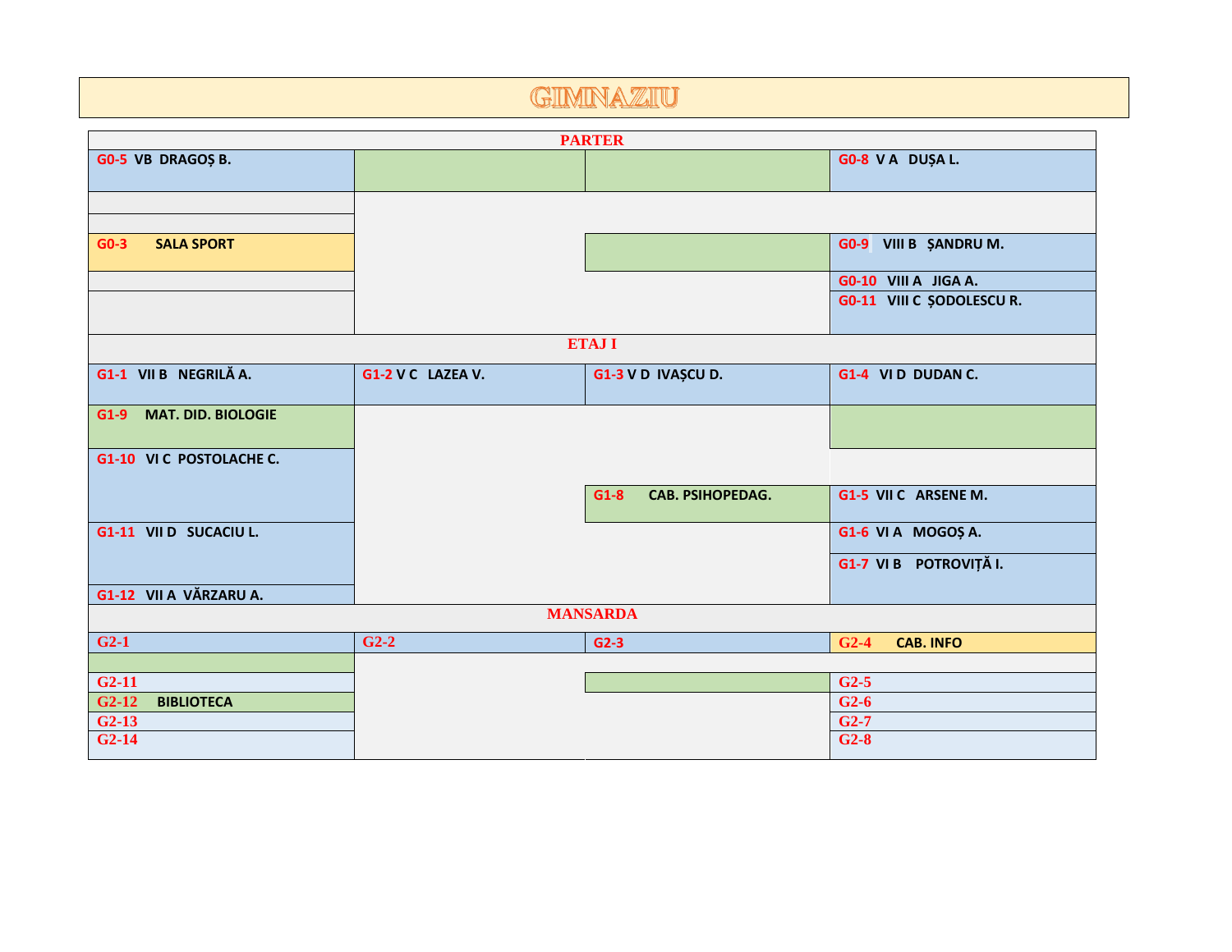# GIMNAZIU

| | | | |
|---|---|---|---|
| **PARTER** | | | |
| G0-5 VB DRAGOȘ B. | | | G0-8 V A DUȘA L. |
| | | | |
| | | | |
| G0-3 SALA SPORT | | | G0-9 VIII B ȘANDRU M. |
| | | | G0-10 VIII A JIGA A. |
| | | | G0-11 VIII C ȘODOLESCU R. |
| **ETAJ I** | | | |
| G1-1 VII B NEGRILĂ A. | G1-2 V C LAZEA V. | G1-3 V D IVAȘCU D. | G1-4 VI D DUDAN C. |
| G1-9 MAT. DID. BIOLOGIE | | | |
| G1-10 VI C POSTOLACHE C. | | | |
| | | G1-8 CAB. PSIHOPEDAG. | G1-5 VII C ARSENE M. |
| G1-11 VII D SUCACIU L. | | | G1-6 VI A MOGOȘ A. |
| | | | G1-7 VI B POTROVIȚĂ I. |
| G1-12 VII A VĂRZARU A. | | | |
| **MANSARDA** | | | |
| G2-1 | G2-2 | G2-3 | G2-4 CAB. INFO |
| | | | |
| G2-11 | | | G2-5 |
| G2-12 BIBLIOTECA | | | G2-6 |
| G2-13 | | | G2-7 |
| G2-14 | | | G2-8 |